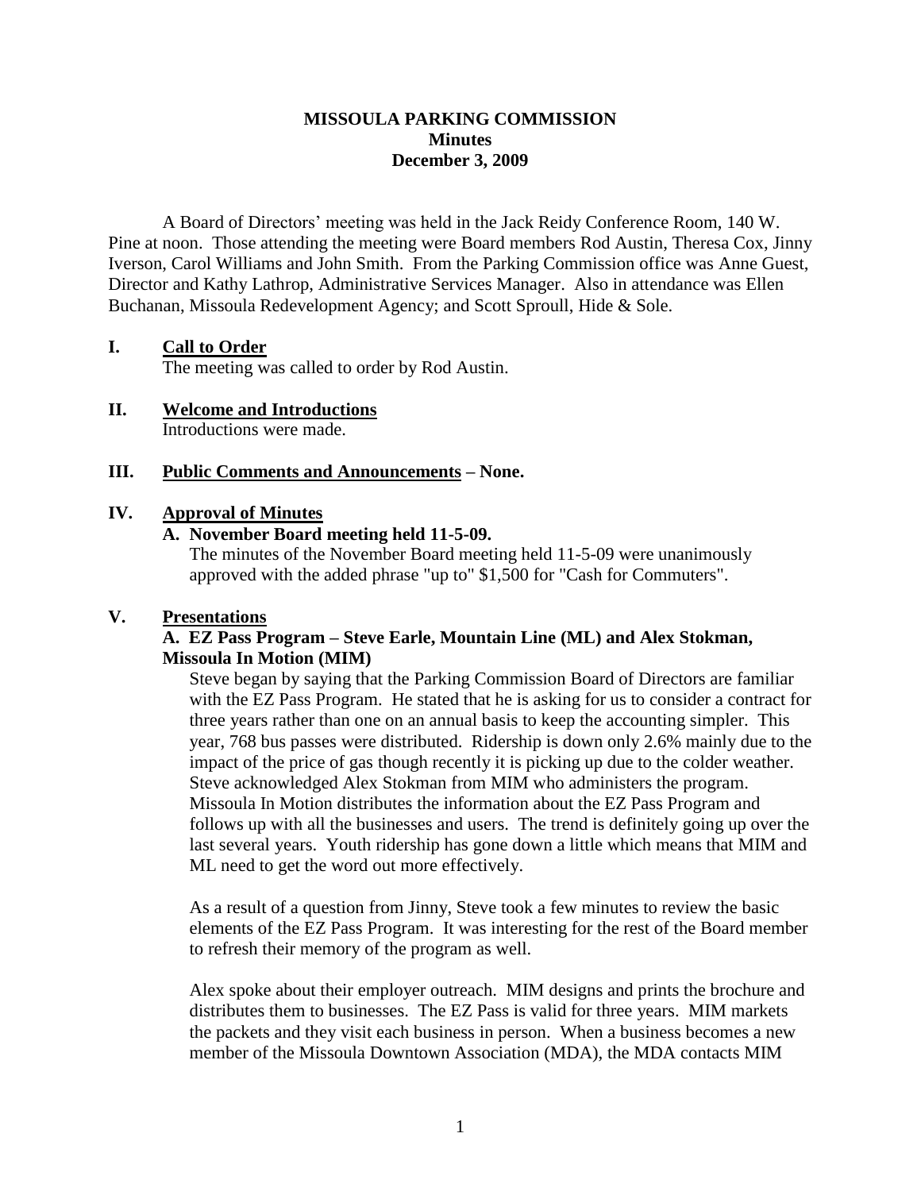# MISSOULA PARKING COMMISSION
## Minutes
## December 3, 2009

A Board of Directors' meeting was held in the Jack Reidy Conference Room, 140 W. Pine at noon. Those attending the meeting were Board members Rod Austin, Theresa Cox, Jinny Iverson, Carol Williams and John Smith. From the Parking Commission office was Anne Guest, Director and Kathy Lathrop, Administrative Services Manager. Also in attendance was Ellen Buchanan, Missoula Redevelopment Agency; and Scott Sproull, Hide & Sole.

## I. Call to Order

The meeting was called to order by Rod Austin.

## II. Welcome and Introductions

Introductions were made.

## III. Public Comments and Announcements – None.

## IV. Approval of Minutes

### A. November Board meeting held 11-5-09.

The minutes of the November Board meeting held 11-5-09 were unanimously approved with the added phrase "up to" $1,500 for "Cash for Commuters".

## V. Presentations

### A. EZ Pass Program – Steve Earle, Mountain Line (ML) and Alex Stokman, Missoula In Motion (MIM)

Steve began by saying that the Parking Commission Board of Directors are familiar with the EZ Pass Program. He stated that he is asking for us to consider a contract for three years rather than one on an annual basis to keep the accounting simpler. This year, 768 bus passes were distributed. Ridership is down only 2.6% mainly due to the impact of the price of gas though recently it is picking up due to the colder weather. Steve acknowledged Alex Stokman from MIM who administers the program. Missoula In Motion distributes the information about the EZ Pass Program and follows up with all the businesses and users. The trend is definitely going up over the last several years. Youth ridership has gone down a little which means that MIM and ML need to get the word out more effectively.

As a result of a question from Jinny, Steve took a few minutes to review the basic elements of the EZ Pass Program. It was interesting for the rest of the Board member to refresh their memory of the program as well.

Alex spoke about their employer outreach. MIM designs and prints the brochure and distributes them to businesses. The EZ Pass is valid for three years. MIM markets the packets and they visit each business in person. When a business becomes a new member of the Missoula Downtown Association (MDA), the MDA contacts MIM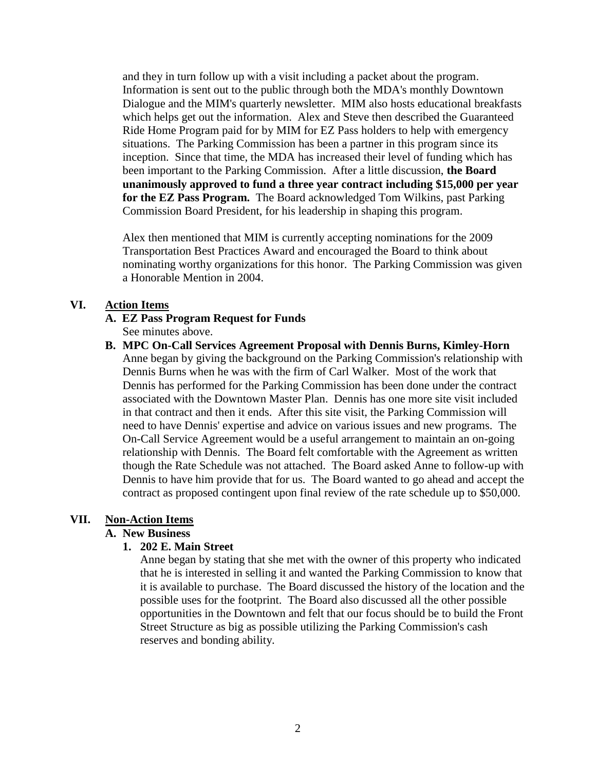and they in turn follow up with a visit including a packet about the program. Information is sent out to the public through both the MDA's monthly Downtown Dialogue and the MIM's quarterly newsletter. MIM also hosts educational breakfasts which helps get out the information. Alex and Steve then described the Guaranteed Ride Home Program paid for by MIM for EZ Pass holders to help with emergency situations. The Parking Commission has been a partner in this program since its inception. Since that time, the MDA has increased their level of funding which has been important to the Parking Commission. After a little discussion, **the Board unanimously approved to fund a three year contract including $15,000 per year for the EZ Pass Program.** The Board acknowledged Tom Wilkins, past Parking Commission Board President, for his leadership in shaping this program.

Alex then mentioned that MIM is currently accepting nominations for the 2009 Transportation Best Practices Award and encouraged the Board to think about nominating worthy organizations for this honor. The Parking Commission was given a Honorable Mention in 2004.

## VI. Action Items

**A. EZ Pass Program Request for Funds**

See minutes above.

**B. MPC On-Call Services Agreement Proposal with Dennis Burns, Kimley-Horn**

Anne began by giving the background on the Parking Commission's relationship with Dennis Burns when he was with the firm of Carl Walker. Most of the work that Dennis has performed for the Parking Commission has been done under the contract associated with the Downtown Master Plan. Dennis has one more site visit included in that contract and then it ends. After this site visit, the Parking Commission will need to have Dennis' expertise and advice on various issues and new programs. The On-Call Service Agreement would be a useful arrangement to maintain an on-going relationship with Dennis. The Board felt comfortable with the Agreement as written though the Rate Schedule was not attached. The Board asked Anne to follow-up with Dennis to have him provide that for us. The Board wanted to go ahead and accept the contract as proposed contingent upon final review of the rate schedule up to $50,000.

## VII. Non-Action Items

**A. New Business**

**1. 202 E. Main Street**

Anne began by stating that she met with the owner of this property who indicated that he is interested in selling it and wanted the Parking Commission to know that it is available to purchase. The Board discussed the history of the location and the possible uses for the footprint. The Board also discussed all the other possible opportunities in the Downtown and felt that our focus should be to build the Front Street Structure as big as possible utilizing the Parking Commission's cash reserves and bonding ability.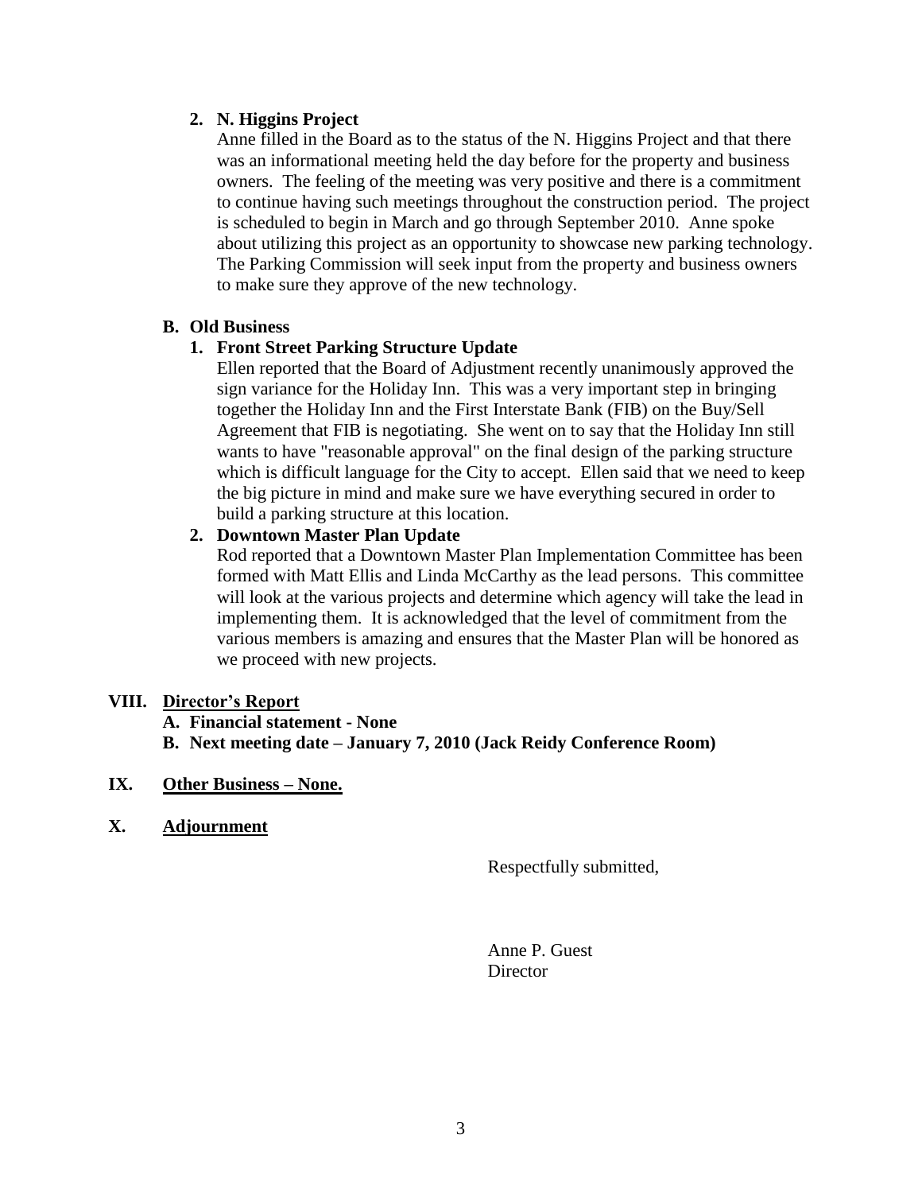2. **N. Higgins Project**

   Anne filled in the Board as to the status of the N. Higgins Project and that there was an informational meeting held the day before for the property and business owners. The feeling of the meeting was very positive and there is a commitment to continue having such meetings throughout the construction period. The project is scheduled to begin in March and go through September 2010. Anne spoke about utilizing this project as an opportunity to showcase new parking technology. The Parking Commission will seek input from the property and business owners to make sure they approve of the new technology.

**B. Old Business**

1. **Front Street Parking Structure Update**

   Ellen reported that the Board of Adjustment recently unanimously approved the sign variance for the Holiday Inn. This was a very important step in bringing together the Holiday Inn and the First Interstate Bank (FIB) on the Buy/Sell Agreement that FIB is negotiating. She went on to say that the Holiday Inn still wants to have "reasonable approval" on the final design of the parking structure which is difficult language for the City to accept. Ellen said that we need to keep the big picture in mind and make sure we have everything secured in order to build a parking structure at this location.

2. **Downtown Master Plan Update**

   Rod reported that a Downtown Master Plan Implementation Committee has been formed with Matt Ellis and Linda McCarthy as the lead persons. This committee will look at the various projects and determine which agency will take the lead in implementing them. It is acknowledged that the level of commitment from the various members is amazing and ensures that the Master Plan will be honored as we proceed with new projects.

## VIII. Director's Report

**A. Financial statement - None**

**B. Next meeting date – January 7, 2010 (Jack Reidy Conference Room)**

## IX. Other Business – None.

## X. Adjournment

Respectfully submitted,

Anne P. Guest
Director